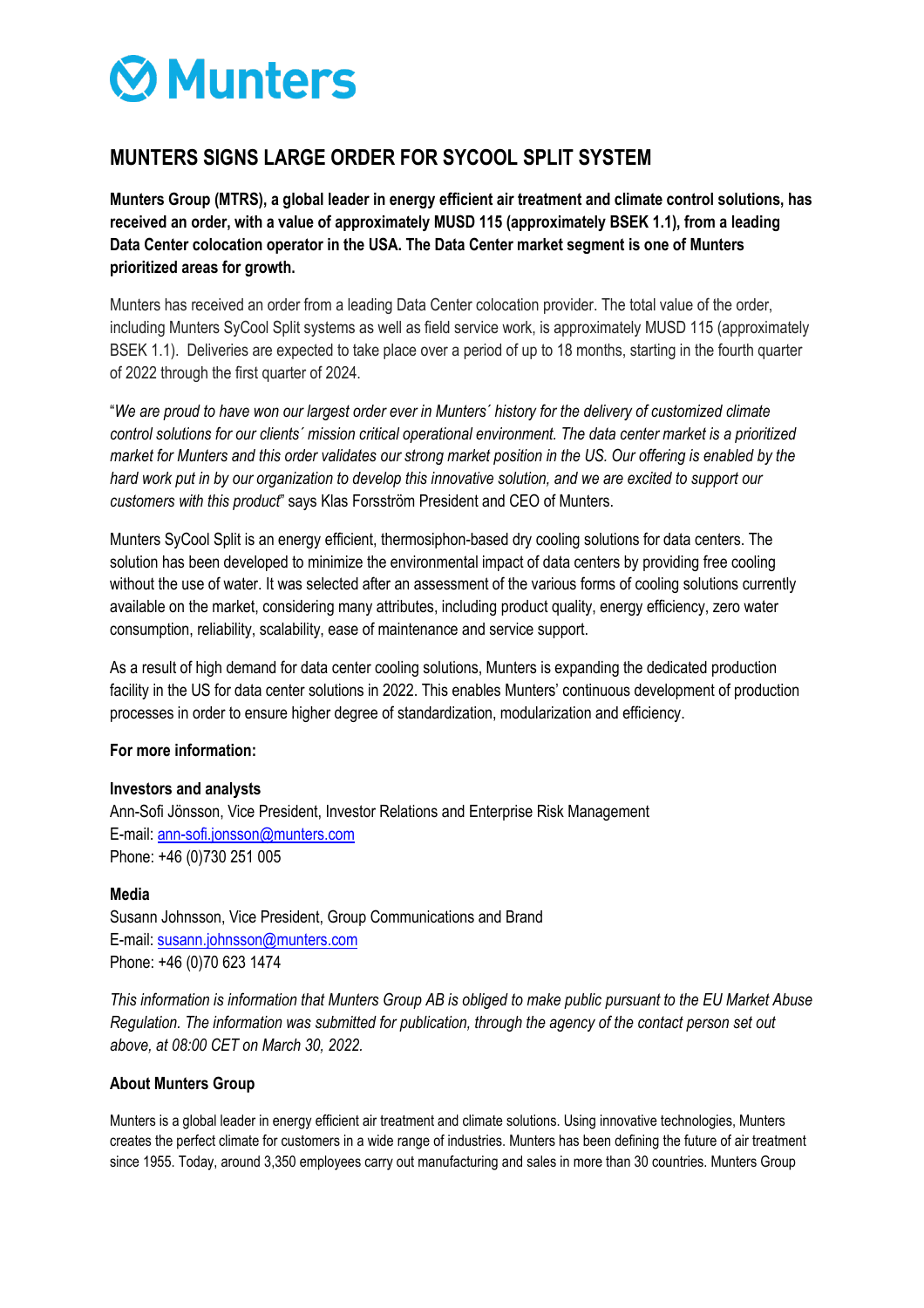# Munters

## MUNTERS SIGNS LARGE ORDER FOR SYCOOL SPLIT SYSTEM

**Munters Group (MTRS), a global leader in energy efficient air treatment and climate control solutions, has received an order, with a value of approximately MUSD 115 (approximately BSEK 1.1), from a leading Data Center colocation operator in the USA. The Data Center market segment is one of Munters prioritized areas for growth.**

Munters has received an order from a leading Data Center colocation provider. The total value of the order, including Munters SyCool Split systems as well as field service work, is approximately MUSD 115 (approximately BSEK 1.1). Deliveries are expected to take place over a period of up to 18 months, starting in the fourth quarter of 2022 through the first quarter of 2024.

"*We are proud to have won our largest order ever in Munters´ history for the delivery of customized climate control solutions for our clients´ mission critical operational environment. The data center market is a prioritized market for Munters and this order validates our strong market position in the US. Our offering is enabled by the hard work put in by our organization to develop this innovative solution, and we are excited to support our customers with this product*" says Klas Forsström President and CEO of Munters.

Munters SyCool Split is an energy efficient, thermosiphon-based dry cooling solutions for data centers. The solution has been developed to minimize the environmental impact of data centers by providing free cooling without the use of water. It was selected after an assessment of the various forms of cooling solutions currently available on the market, considering many attributes, including product quality, energy efficiency, zero water consumption, reliability, scalability, ease of maintenance and service support.

As a result of high demand for data center cooling solutions, Munters is expanding the dedicated production facility in the US for data center solutions in 2022. This enables Munters' continuous development of production processes in order to ensure higher degree of standardization, modularization and efficiency.

**For more information:**

**Investors and analysts**
Ann-Sofi Jönsson, Vice President, Investor Relations and Enterprise Risk Management
E-mail: ann-sofi.jonsson@munters.com
Phone: +46 (0)730 251 005

**Media**
Susann Johnsson, Vice President, Group Communications and Brand
E-mail: susann.johnsson@munters.com
Phone: +46 (0)70 623 1474

*This information is information that Munters Group AB is obliged to make public pursuant to the EU Market Abuse Regulation. The information was submitted for publication, through the agency of the contact person set out above, at 08:00 CET on March 30, 2022.*

**About Munters Group**

Munters is a global leader in energy efficient air treatment and climate solutions. Using innovative technologies, Munters creates the perfect climate for customers in a wide range of industries. Munters has been defining the future of air treatment since 1955. Today, around 3,350 employees carry out manufacturing and sales in more than 30 countries. Munters Group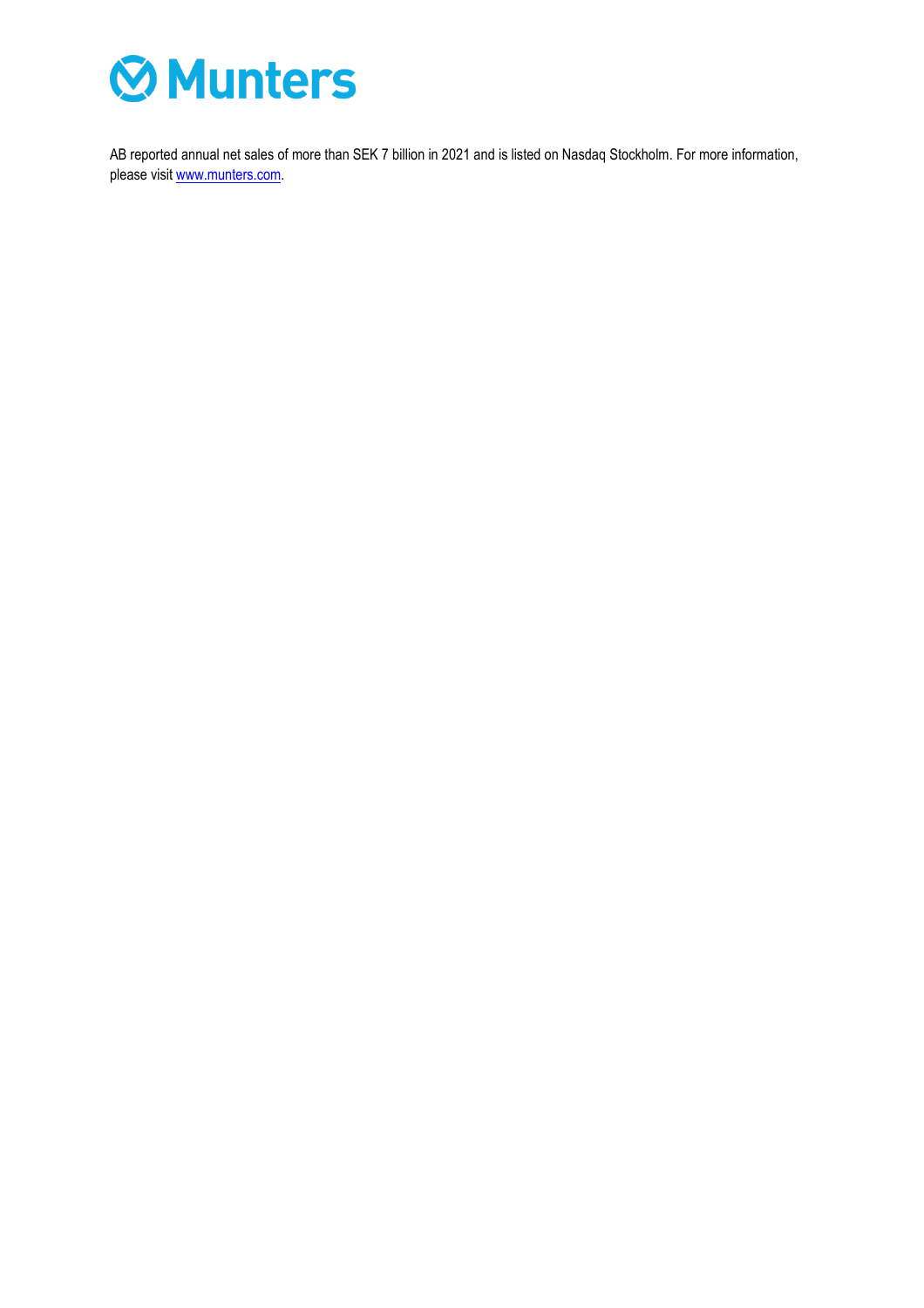AB reported annual net sales of more than SEK 7 billion in 2021 and is listed on Nasdaq Stockholm. For more information, please visit www.munters.com.